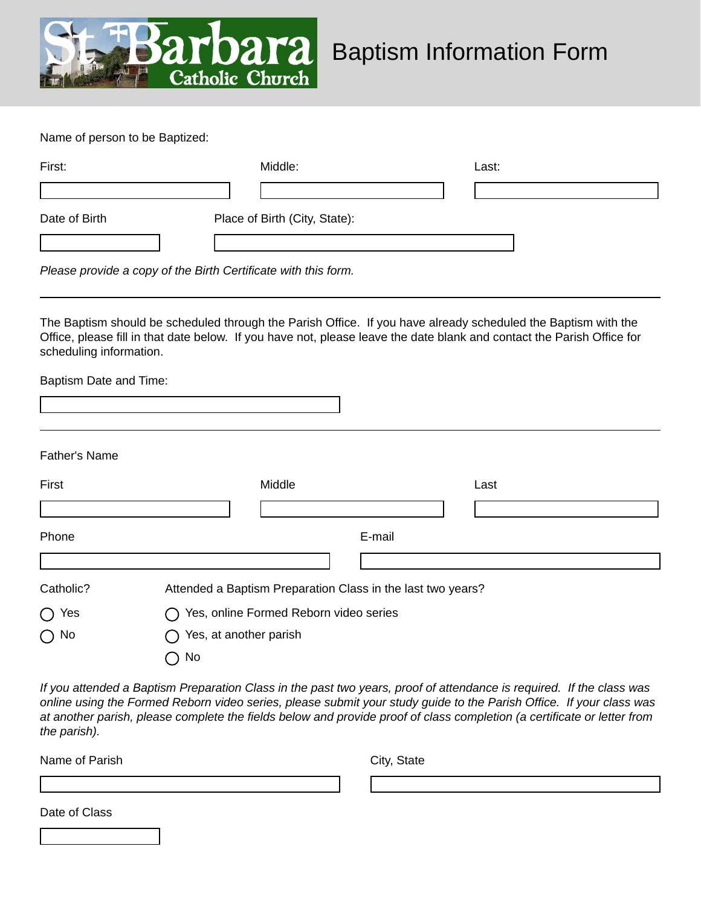# St Barbara Catholic Church

# Baptism Information Form

Name of person to be Baptized:

First: ____________ Middle: ____________ Last: ____________

Date of Birth ____________ Place of Birth (City, State): ____________

*Please provide a copy of the Birth Certificate with this form.*

---

The Baptism should be scheduled through the Parish Office. If you have already scheduled the Baptism with the Office, please fill in that date below. If you have not, please leave the date blank and contact the Parish Office for scheduling information.

Baptism Date and Time: ____________

---

Father's Name

First ____________ Middle ____________ Last ____________

Phone ____________ E-mail ____________

Catholic?

- ◯ Yes
- ◯ No

Attended a Baptism Preparation Class in the last two years?

- ◯ Yes, online Formed Reborn video series
- ◯ Yes, at another parish
- ◯ No

*If you attended a Baptism Preparation Class in the past two years, proof of attendance is required. If the class was online using the Formed Reborn video series, please submit your study guide to the Parish Office. If your class was at another parish, please complete the fields below and provide proof of class completion (a certificate or letter from the parish).*

Name of Parish ____________ City, State ____________

Date of Class ____________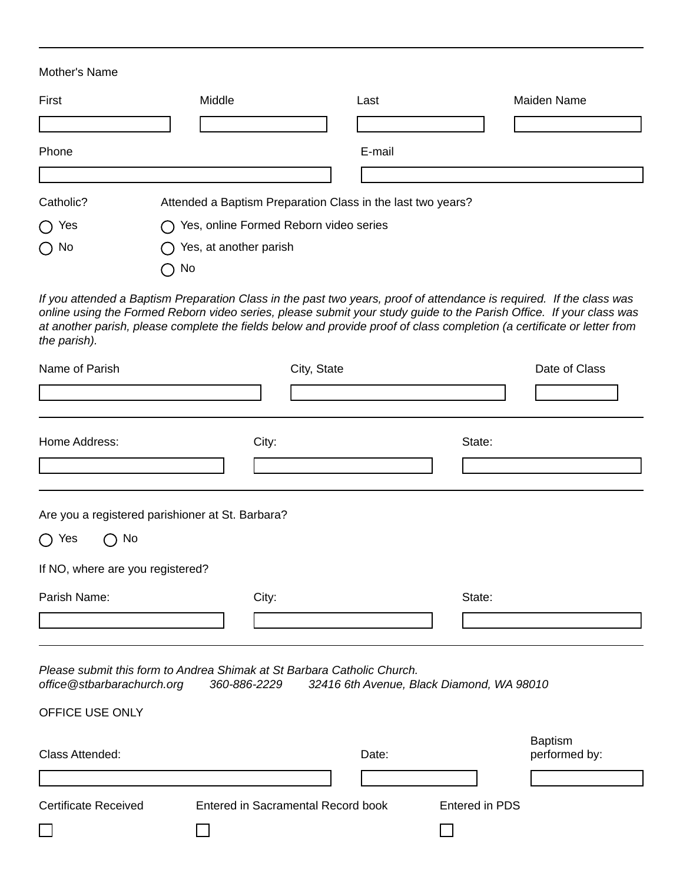---

Mother's Name

| First | Middle | Last | Maiden Name |
| --- | --- | --- | --- |
| | | | |

| Phone | E-mail |
| --- | --- |
| | |

Catholic?

- ◯ Yes
- ◯ No

Attended a Baptism Preparation Class in the last two years?

- ◯ Yes, online Formed Reborn video series
- ◯ Yes, at another parish
- ◯ No

*If you attended a Baptism Preparation Class in the past two years, proof of attendance is required. If the class was online using the Formed Reborn video series, please submit your study guide to the Parish Office. If your class was at another parish, please complete the fields below and provide proof of class completion (a certificate or letter from the parish).*

| Name of Parish | City, State | Date of Class |
| --- | --- | --- |
| | | |

---

| Home Address: | City: | State: |
| --- | --- | --- |
| | | |

---

Are you a registered parishioner at St. Barbara?

◯ Yes ◯ No

If NO, where are you registered?

| Parish Name: | City: | State: |
| --- | --- | --- |
| | | |

---

*Please submit this form to Andrea Shimak at St Barbara Catholic Church.*
*office@stbarbarachurch.org 360-886-2229 32416 6th Avenue, Black Diamond, WA 98010*

OFFICE USE ONLY

| Class Attended: | Date: | Baptism performed by: |
| --- | --- | --- |
| | | |

| Certificate Received | Entered in Sacramental Record book | Entered in PDS |
| --- | --- | --- |
| ☐ | ☐ | ☐ |